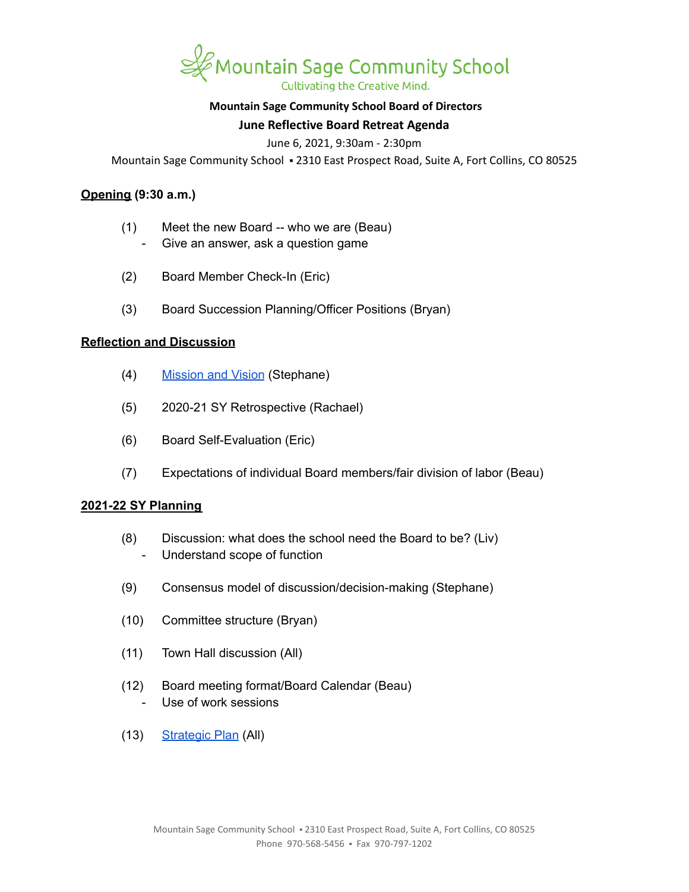Mountain Sage Community School

Cultivating the Creative Mind.

**Mountain Sage Community School Board of Directors**

**June Reflective Board Retreat Agenda**

June 6, 2021, 9:30am - 2:30pm

Mountain Sage Community School ▪ 2310 East Prospect Road, Suite A, Fort Collins, CO 80525

## Opening (9:30 a.m.)

(1) Meet the new Board -- who we are (Beau)
- Give an answer, ask a question game

(2) Board Member Check-In (Eric)

(3) Board Succession Planning/Officer Positions (Bryan)

## Reflection and Discussion

(4) Mission and Vision (Stephane)

(5) 2020-21 SY Retrospective (Rachael)

(6) Board Self-Evaluation (Eric)

(7) Expectations of individual Board members/fair division of labor (Beau)

## 2021-22 SY Planning

(8) Discussion: what does the school need the Board to be? (Liv)
- Understand scope of function

(9) Consensus model of discussion/decision-making (Stephane)

(10) Committee structure (Bryan)

(11) Town Hall discussion (All)

(12) Board meeting format/Board Calendar (Beau)
- Use of work sessions

(13) Strategic Plan (All)

Mountain Sage Community School ▪ 2310 East Prospect Road, Suite A, Fort Collins, CO 80525
Phone 970-568-5456 ▪ Fax 970-797-1202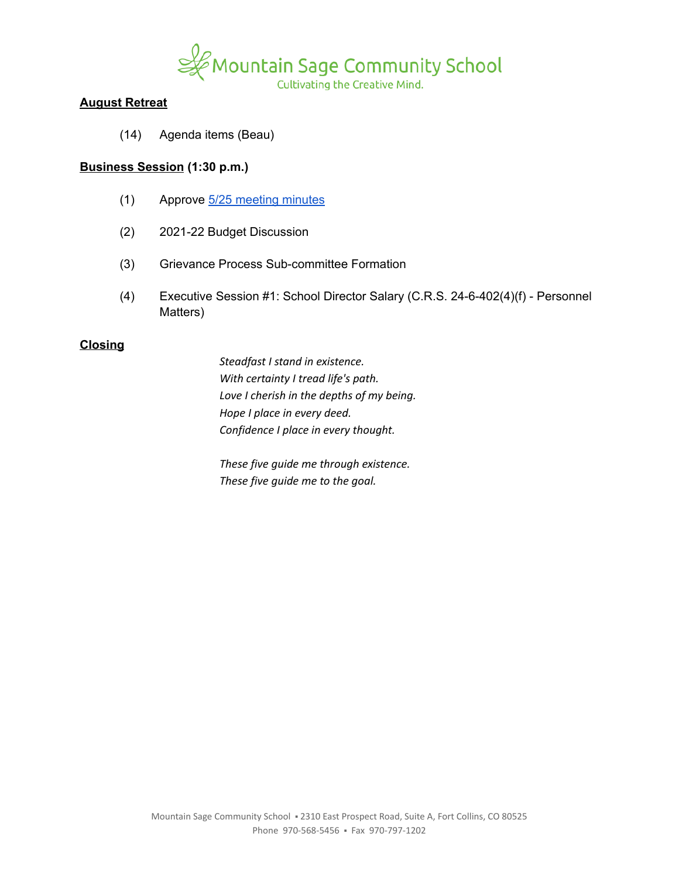## August Retreat

(14) Agenda items (Beau)

## Business Session (1:30 p.m.)

(1) Approve 5/25 meeting minutes

(2) 2021-22 Budget Discussion

(3) Grievance Process Sub-committee Formation

(4) Executive Session #1: School Director Salary (C.R.S. 24-6-402(4)(f) - Personnel Matters)

## Closing

*Steadfast I stand in existence.*
*With certainty I tread life's path.*
*Love I cherish in the depths of my being.*
*Hope I place in every deed.*
*Confidence I place in every thought.*

*These five guide me through existence.*
*These five guide me to the goal.*